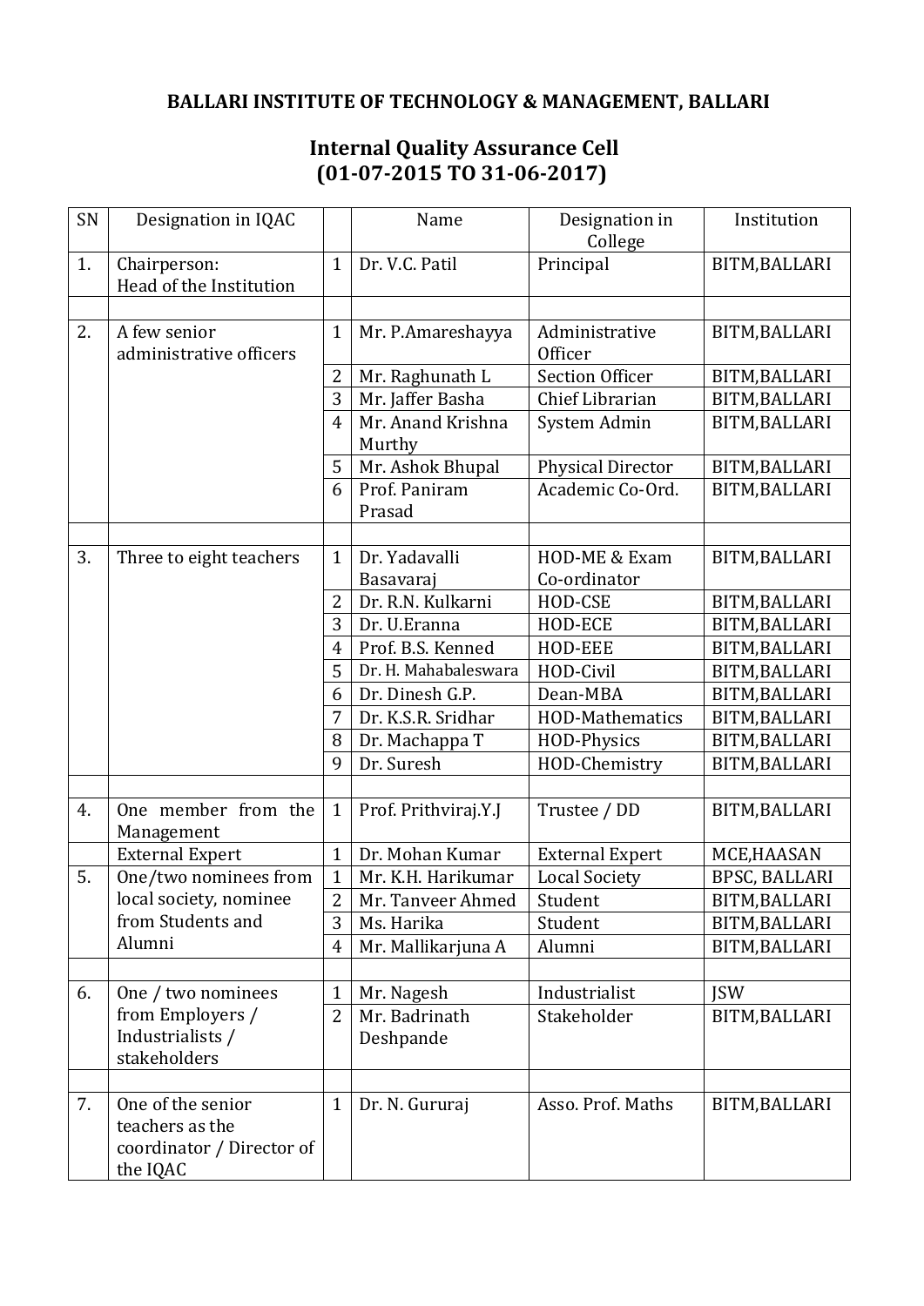**BALLARI INSTITUTE OF TECHNOLOGY & MANAGEMENT, BALLARI**

## Internal Quality Assurance Cell (01-07-2015 TO 31-06-2017)

| SN | Designation in IQAC | | Name | Designation in College | Institution |
|---|---|---|---|---|---|
| 1. | Chairperson: Head of the Institution | 1 | Dr. V.C. Patil | Principal | BITM,BALLARI |
| | | | | | |
| 2. | A few senior administrative officers | 1 | Mr. P.Amareshayya | Administrative Officer | BITM,BALLARI |
| | | 2 | Mr. Raghunath L | Section Officer | BITM,BALLARI |
| | | 3 | Mr. Jaffer Basha | Chief Librarian | BITM,BALLARI |
| | | 4 | Mr. Anand Krishna Murthy | System Admin | BITM,BALLARI |
| | | 5 | Mr. Ashok Bhupal | Physical Director | BITM,BALLARI |
| | | 6 | Prof. Paniram Prasad | Academic Co-Ord. | BITM,BALLARI |
| | | | | | |
| 3. | Three to eight teachers | 1 | Dr. Yadavalli Basavaraj | HOD-ME & Exam Co-ordinator | BITM,BALLARI |
| | | 2 | Dr. R.N. Kulkarni | HOD-CSE | BITM,BALLARI |
| | | 3 | Dr. U.Eranna | HOD-ECE | BITM,BALLARI |
| | | 4 | Prof. B.S. Kenned | HOD-EEE | BITM,BALLARI |
| | | 5 | Dr. H. Mahabaleswara | HOD-Civil | BITM,BALLARI |
| | | 6 | Dr. Dinesh G.P. | Dean-MBA | BITM,BALLARI |
| | | 7 | Dr. K.S.R. Sridhar | HOD-Mathematics | BITM,BALLARI |
| | | 8 | Dr. Machappa T | HOD-Physics | BITM,BALLARI |
| | | 9 | Dr. Suresh | HOD-Chemistry | BITM,BALLARI |
| | | | | | |
| 4. | One member from the Management | 1 | Prof. Prithviraj.Y.J | Trustee / DD | BITM,BALLARI |
| | External Expert | 1 | Dr. Mohan Kumar | External Expert | MCE,HAASAN |
| 5. | One/two nominees from local society, nominee from Students and Alumni | 1 | Mr. K.H. Harikumar | Local Society | BPSC, BALLARI |
| | | 2 | Mr. Tanveer Ahmed | Student | BITM,BALLARI |
| | | 3 | Ms. Harika | Student | BITM,BALLARI |
| | | 4 | Mr. Mallikarjuna A | Alumni | BITM,BALLARI |
| | | | | | |
| 6. | One / two nominees from Employers / Industrialists / stakeholders | 1 | Mr. Nagesh | Industrialist | JSW |
| | | 2 | Mr. Badrinath Deshpande | Stakeholder | BITM,BALLARI |
| | | | | | |
| 7. | One of the senior teachers as the coordinator / Director of the IQAC | 1 | Dr. N. Gururaj | Asso. Prof. Maths | BITM,BALLARI |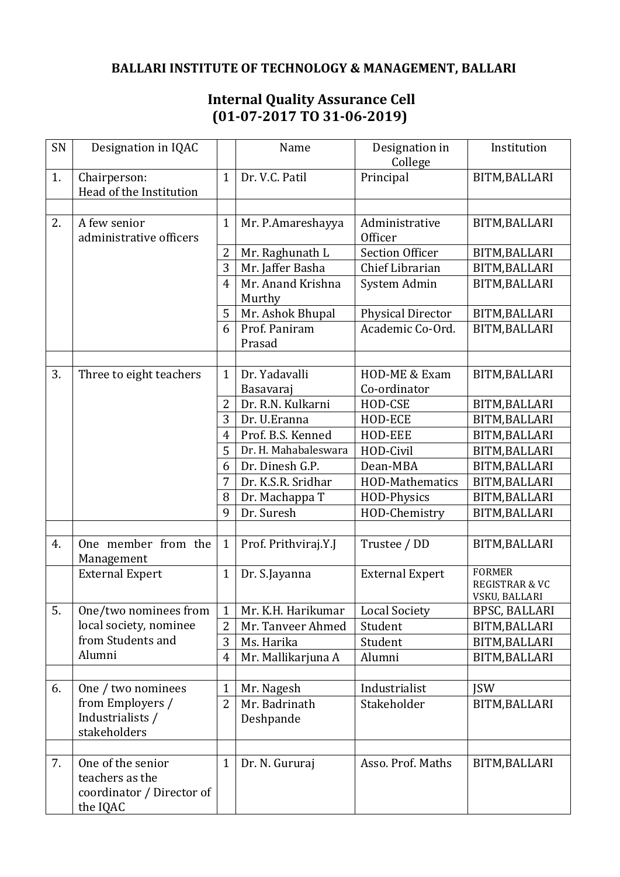**BALLARI INSTITUTE OF TECHNOLOGY & MANAGEMENT, BALLARI**

## Internal Quality Assurance Cell
## (01-07-2017 TO 31-06-2019)

| SN | Designation in IQAC | | Name | Designation in College | Institution |
|---|---|---|---|---|---|
| 1. | Chairperson: Head of the Institution | 1 | Dr. V.C. Patil | Principal | BITM,BALLARI |
| | | | | | |
| 2. | A few senior administrative officers | 1 | Mr. P.Amareshayya | Administrative Officer | BITM,BALLARI |
| | | 2 | Mr. Raghunath L | Section Officer | BITM,BALLARI |
| | | 3 | Mr. Jaffer Basha | Chief Librarian | BITM,BALLARI |
| | | 4 | Mr. Anand Krishna Murthy | System Admin | BITM,BALLARI |
| | | 5 | Mr. Ashok Bhupal | Physical Director | BITM,BALLARI |
| | | 6 | Prof. Paniram Prasad | Academic Co-Ord. | BITM,BALLARI |
| | | | | | |
| 3. | Three to eight teachers | 1 | Dr. Yadavalli Basavaraj | HOD-ME & Exam Co-ordinator | BITM,BALLARI |
| | | 2 | Dr. R.N. Kulkarni | HOD-CSE | BITM,BALLARI |
| | | 3 | Dr. U.Eranna | HOD-ECE | BITM,BALLARI |
| | | 4 | Prof. B.S. Kenned | HOD-EEE | BITM,BALLARI |
| | | 5 | Dr. H. Mahabaleswara | HOD-Civil | BITM,BALLARI |
| | | 6 | Dr. Dinesh G.P. | Dean-MBA | BITM,BALLARI |
| | | 7 | Dr. K.S.R. Sridhar | HOD-Mathematics | BITM,BALLARI |
| | | 8 | Dr. Machappa T | HOD-Physics | BITM,BALLARI |
| | | 9 | Dr. Suresh | HOD-Chemistry | BITM,BALLARI |
| | | | | | |
| 4. | One member from the Management | 1 | Prof. Prithviraj.Y.J | Trustee / DD | BITM,BALLARI |
| | External Expert | 1 | Dr. S.Jayanna | External Expert | FORMER REGISTRAR & VC VSKU, BALLARI |
| 5. | One/two nominees from local society, nominee from Students and Alumni | 1 | Mr. K.H. Harikumar | Local Society | BPSC, BALLARI |
| | | 2 | Mr. Tanveer Ahmed | Student | BITM,BALLARI |
| | | 3 | Ms. Harika | Student | BITM,BALLARI |
| | | 4 | Mr. Mallikarjuna A | Alumni | BITM,BALLARI |
| | | | | | |
| 6. | One / two nominees from Employers / Industrialists / stakeholders | 1 | Mr. Nagesh | Industrialist | JSW |
| | | 2 | Mr. Badrinath Deshpande | Stakeholder | BITM,BALLARI |
| | | | | | |
| 7. | One of the senior teachers as the coordinator / Director of the IQAC | 1 | Dr. N. Gururaj | Asso. Prof. Maths | BITM,BALLARI |